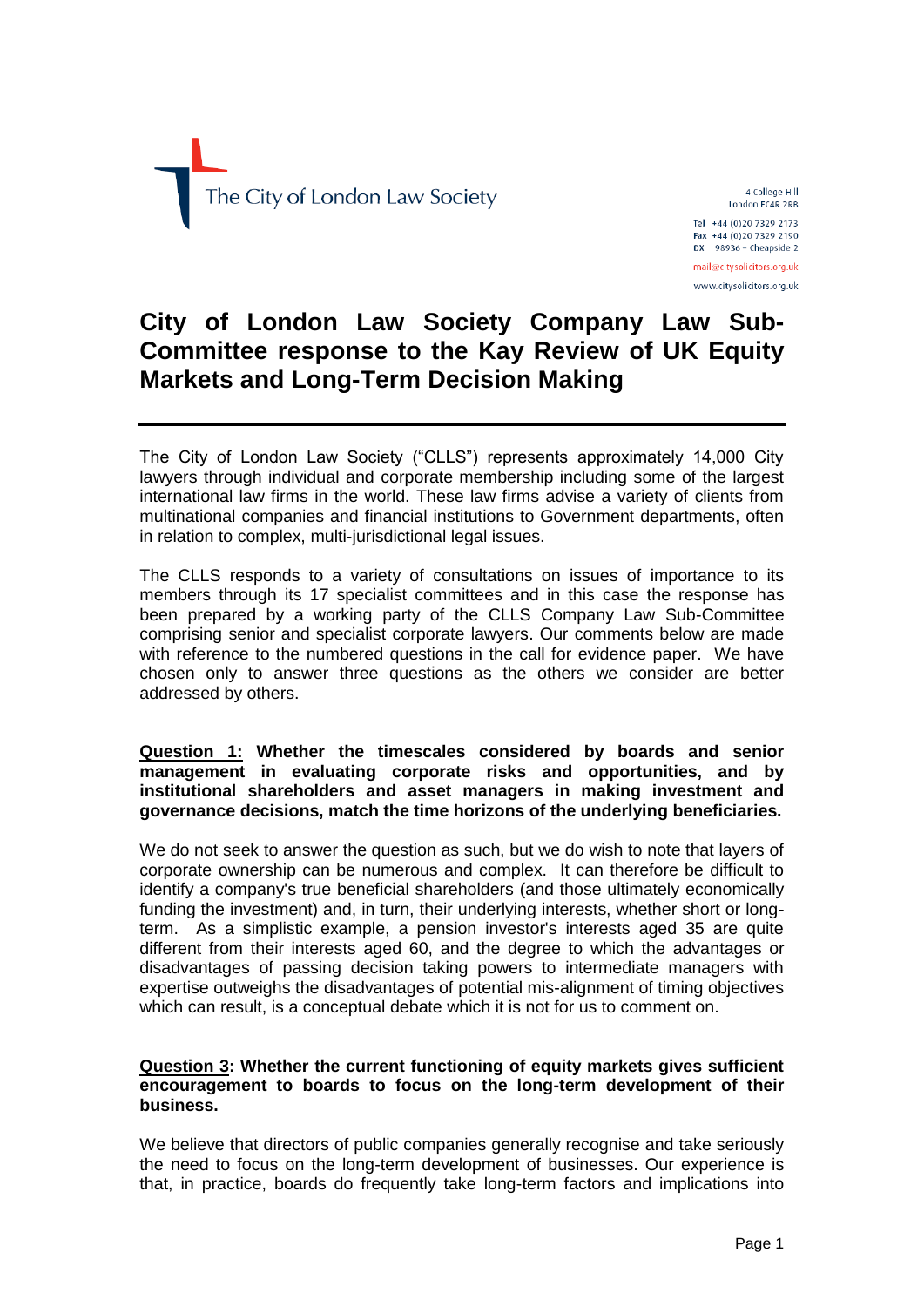The City of London Law Society

4 College Hill
London EC4R 2RB

Tel +44 (0)20 7329 2173
Fax +44 (0)20 7329 2190
DX 98936 – Cheapside 2

mail@citysolicitors.org.uk
www.citysolicitors.org.uk

# City of London Law Society Company Law Sub-Committee response to the Kay Review of UK Equity Markets and Long-Term Decision Making

---

The City of London Law Society ("CLLS") represents approximately 14,000 City lawyers through individual and corporate membership including some of the largest international law firms in the world. These law firms advise a variety of clients from multinational companies and financial institutions to Government departments, often in relation to complex, multi-jurisdictional legal issues.

The CLLS responds to a variety of consultations on issues of importance to its members through its 17 specialist committees and in this case the response has been prepared by a working party of the CLLS Company Law Sub-Committee comprising senior and specialist corporate lawyers. Our comments below are made with reference to the numbered questions in the call for evidence paper. We have chosen only to answer three questions as the others we consider are better addressed by others.

**Question 1: Whether the timescales considered by boards and senior management in evaluating corporate risks and opportunities, and by institutional shareholders and asset managers in making investment and governance decisions, match the time horizons of the underlying beneficiaries.**

We do not seek to answer the question as such, but we do wish to note that layers of corporate ownership can be numerous and complex. It can therefore be difficult to identify a company's true beneficial shareholders (and those ultimately economically funding the investment) and, in turn, their underlying interests, whether short or long-term. As a simplistic example, a pension investor's interests aged 35 are quite different from their interests aged 60, and the degree to which the advantages or disadvantages of passing decision taking powers to intermediate managers with expertise outweighs the disadvantages of potential mis-alignment of timing objectives which can result, is a conceptual debate which it is not for us to comment on.

**Question 3: Whether the current functioning of equity markets gives sufficient encouragement to boards to focus on the long-term development of their business.**

We believe that directors of public companies generally recognise and take seriously the need to focus on the long-term development of businesses. Our experience is that, in practice, boards do frequently take long-term factors and implications into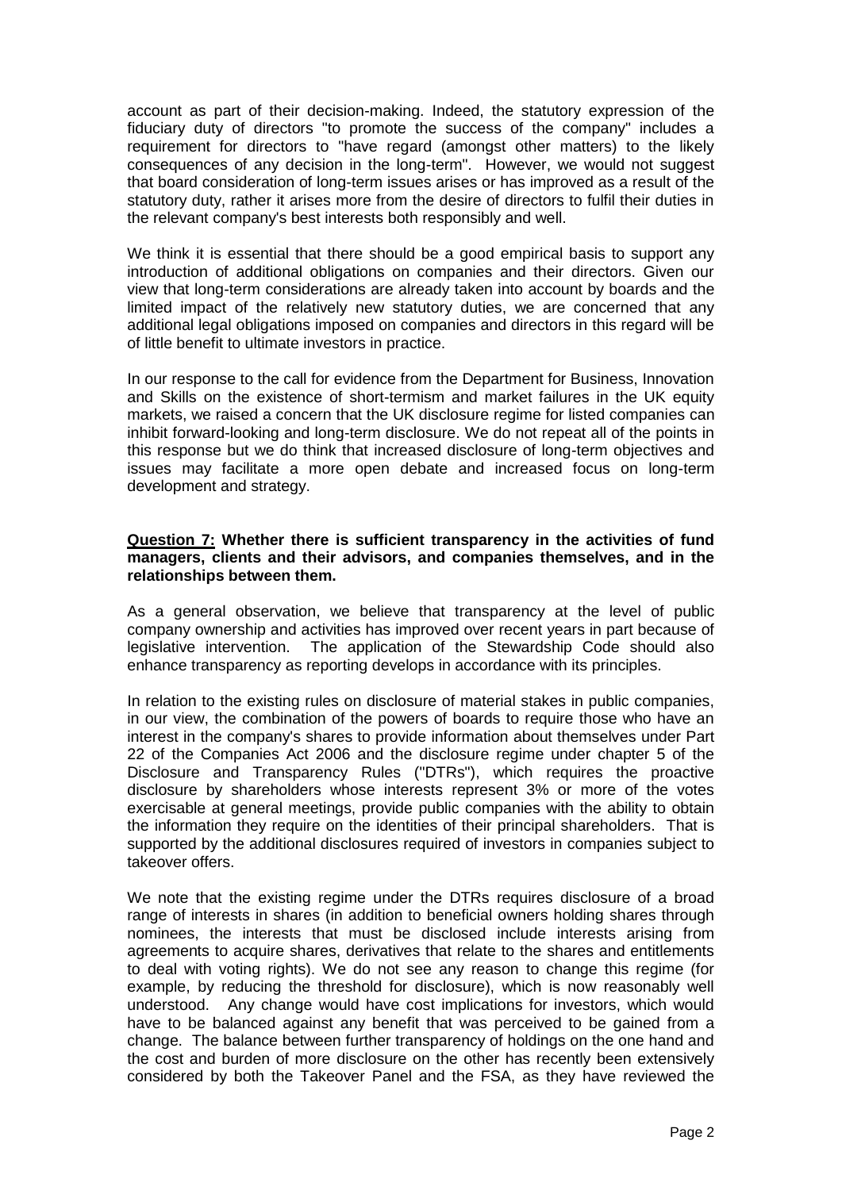account as part of their decision-making. Indeed, the statutory expression of the fiduciary duty of directors "to promote the success of the company" includes a requirement for directors to "have regard (amongst other matters) to the likely consequences of any decision in the long-term". However, we would not suggest that board consideration of long-term issues arises or has improved as a result of the statutory duty, rather it arises more from the desire of directors to fulfil their duties in the relevant company's best interests both responsibly and well.

We think it is essential that there should be a good empirical basis to support any introduction of additional obligations on companies and their directors. Given our view that long-term considerations are already taken into account by boards and the limited impact of the relatively new statutory duties, we are concerned that any additional legal obligations imposed on companies and directors in this regard will be of little benefit to ultimate investors in practice.

In our response to the call for evidence from the Department for Business, Innovation and Skills on the existence of short-termism and market failures in the UK equity markets, we raised a concern that the UK disclosure regime for listed companies can inhibit forward-looking and long-term disclosure. We do not repeat all of the points in this response but we do think that increased disclosure of long-term objectives and issues may facilitate a more open debate and increased focus on long-term development and strategy.

**Question 7: Whether there is sufficient transparency in the activities of fund managers, clients and their advisors, and companies themselves, and in the relationships between them.**

As a general observation, we believe that transparency at the level of public company ownership and activities has improved over recent years in part because of legislative intervention. The application of the Stewardship Code should also enhance transparency as reporting develops in accordance with its principles.

In relation to the existing rules on disclosure of material stakes in public companies, in our view, the combination of the powers of boards to require those who have an interest in the company's shares to provide information about themselves under Part 22 of the Companies Act 2006 and the disclosure regime under chapter 5 of the Disclosure and Transparency Rules ("DTRs"), which requires the proactive disclosure by shareholders whose interests represent 3% or more of the votes exercisable at general meetings, provide public companies with the ability to obtain the information they require on the identities of their principal shareholders. That is supported by the additional disclosures required of investors in companies subject to takeover offers.

We note that the existing regime under the DTRs requires disclosure of a broad range of interests in shares (in addition to beneficial owners holding shares through nominees, the interests that must be disclosed include interests arising from agreements to acquire shares, derivatives that relate to the shares and entitlements to deal with voting rights). We do not see any reason to change this regime (for example, by reducing the threshold for disclosure), which is now reasonably well understood. Any change would have cost implications for investors, which would have to be balanced against any benefit that was perceived to be gained from a change. The balance between further transparency of holdings on the one hand and the cost and burden of more disclosure on the other has recently been extensively considered by both the Takeover Panel and the FSA, as they have reviewed the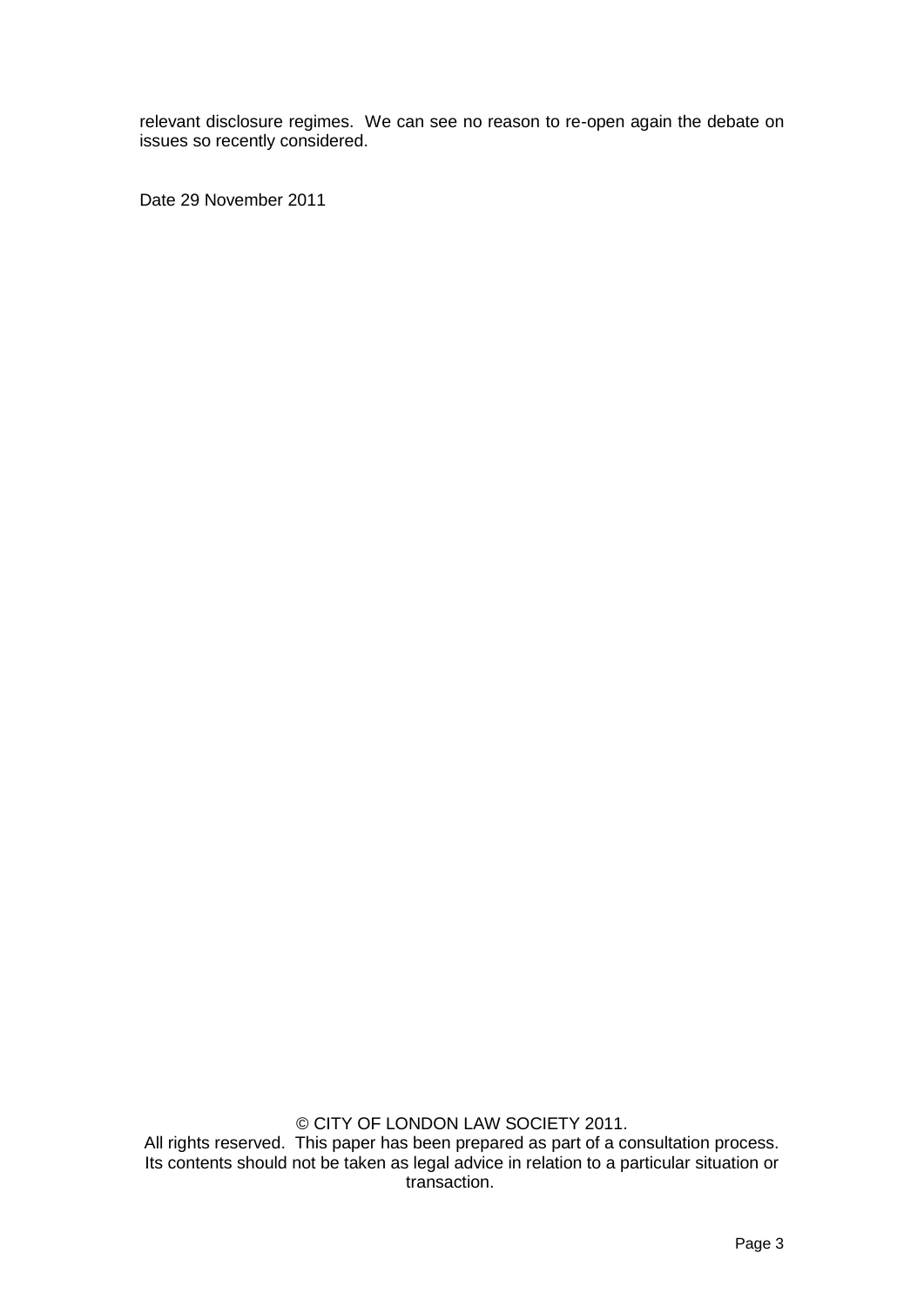relevant disclosure regimes. We can see no reason to re-open again the debate on issues so recently considered.

Date 29 November 2011

© CITY OF LONDON LAW SOCIETY 2011.
All rights reserved. This paper has been prepared as part of a consultation process. Its contents should not be taken as legal advice in relation to a particular situation or transaction.